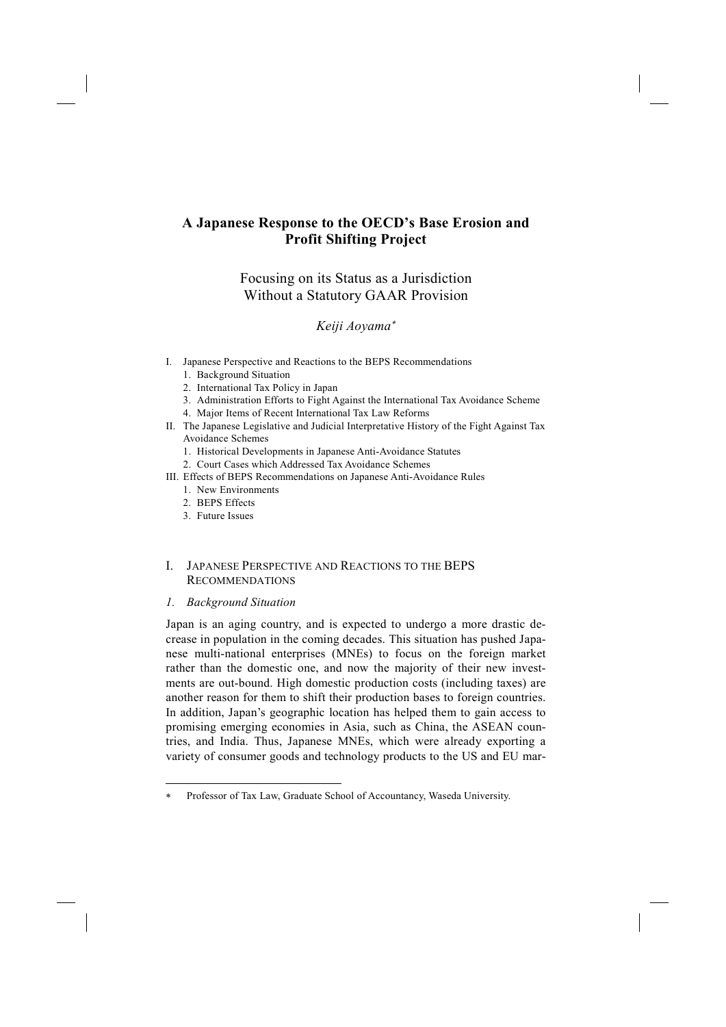# A Japanese Response to the OECD's Base Erosion and Profit Shifting Project

## Focusing on its Status as a Jurisdiction Without a Statutory GAAR Provision

*Keiji Aoyama*[*]

- I. Japanese Perspective and Reactions to the BEPS Recommendations
  1. Background Situation
  2. International Tax Policy in Japan
  3. Administration Efforts to Fight Against the International Tax Avoidance Scheme
  4. Major Items of Recent International Tax Law Reforms
- II. The Japanese Legislative and Judicial Interpretative History of the Fight Against Tax Avoidance Schemes
  1. Historical Developments in Japanese Anti-Avoidance Statutes
  2. Court Cases which Addressed Tax Avoidance Schemes
- III. Effects of BEPS Recommendations on Japanese Anti-Avoidance Rules
  1. New Environments
  2. BEPS Effects
  3. Future Issues

## I. Japanese Perspective and Reactions to the BEPS Recommendations

### *1. Background Situation*

Japan is an aging country, and is expected to undergo a more drastic decrease in population in the coming decades. This situation has pushed Japanese multi-national enterprises (MNEs) to focus on the foreign market rather than the domestic one, and now the majority of their new investments are out-bound. High domestic production costs (including taxes) are another reason for them to shift their production bases to foreign countries. In addition, Japan's geographic location has helped them to gain access to promising emerging economies in Asia, such as China, the ASEAN countries, and India. Thus, Japanese MNEs, which were already exporting a variety of consumer goods and technology products to the US and EU mar-

---

[*] Professor of Tax Law, Graduate School of Accountancy, Waseda University.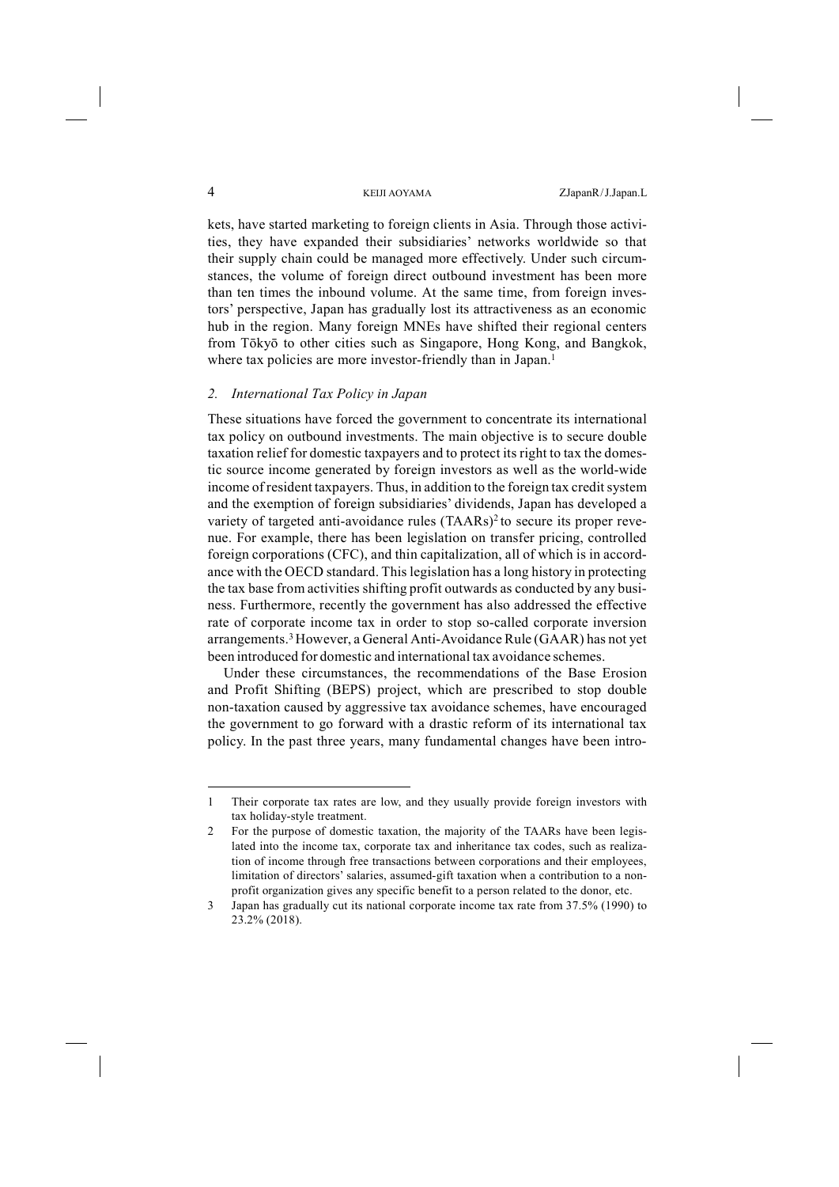kets, have started marketing to foreign clients in Asia. Through those activities, they have expanded their subsidiaries' networks worldwide so that their supply chain could be managed more effectively. Under such circumstances, the volume of foreign direct outbound investment has been more than ten times the inbound volume. At the same time, from foreign investors' perspective, Japan has gradually lost its attractiveness as an economic hub in the region. Many foreign MNEs have shifted their regional centers from Tōkyō to other cities such as Singapore, Hong Kong, and Bangkok, where tax policies are more investor-friendly than in Japan.[1]

### *2. International Tax Policy in Japan*

These situations have forced the government to concentrate its international tax policy on outbound investments. The main objective is to secure double taxation relief for domestic taxpayers and to protect its right to tax the domestic source income generated by foreign investors as well as the world-wide income of resident taxpayers. Thus, in addition to the foreign tax credit system and the exemption of foreign subsidiaries' dividends, Japan has developed a variety of targeted anti-avoidance rules (TAARs)[2] to secure its proper revenue. For example, there has been legislation on transfer pricing, controlled foreign corporations (CFC), and thin capitalization, all of which is in accordance with the OECD standard. This legislation has a long history in protecting the tax base from activities shifting profit outwards as conducted by any business. Furthermore, recently the government has also addressed the effective rate of corporate income tax in order to stop so-called corporate inversion arrangements.[3] However, a General Anti-Avoidance Rule (GAAR) has not yet been introduced for domestic and international tax avoidance schemes.

Under these circumstances, the recommendations of the Base Erosion and Profit Shifting (BEPS) project, which are prescribed to stop double non-taxation caused by aggressive tax avoidance schemes, have encouraged the government to go forward with a drastic reform of its international tax policy. In the past three years, many fundamental changes have been intro-

---

1 Their corporate tax rates are low, and they usually provide foreign investors with tax holiday-style treatment.

2 For the purpose of domestic taxation, the majority of the TAARs have been legislated into the income tax, corporate tax and inheritance tax codes, such as realization of income through free transactions between corporations and their employees, limitation of directors' salaries, assumed-gift taxation when a contribution to a non-profit organization gives any specific benefit to a person related to the donor, etc.

3 Japan has gradually cut its national corporate income tax rate from 37.5% (1990) to 23.2% (2018).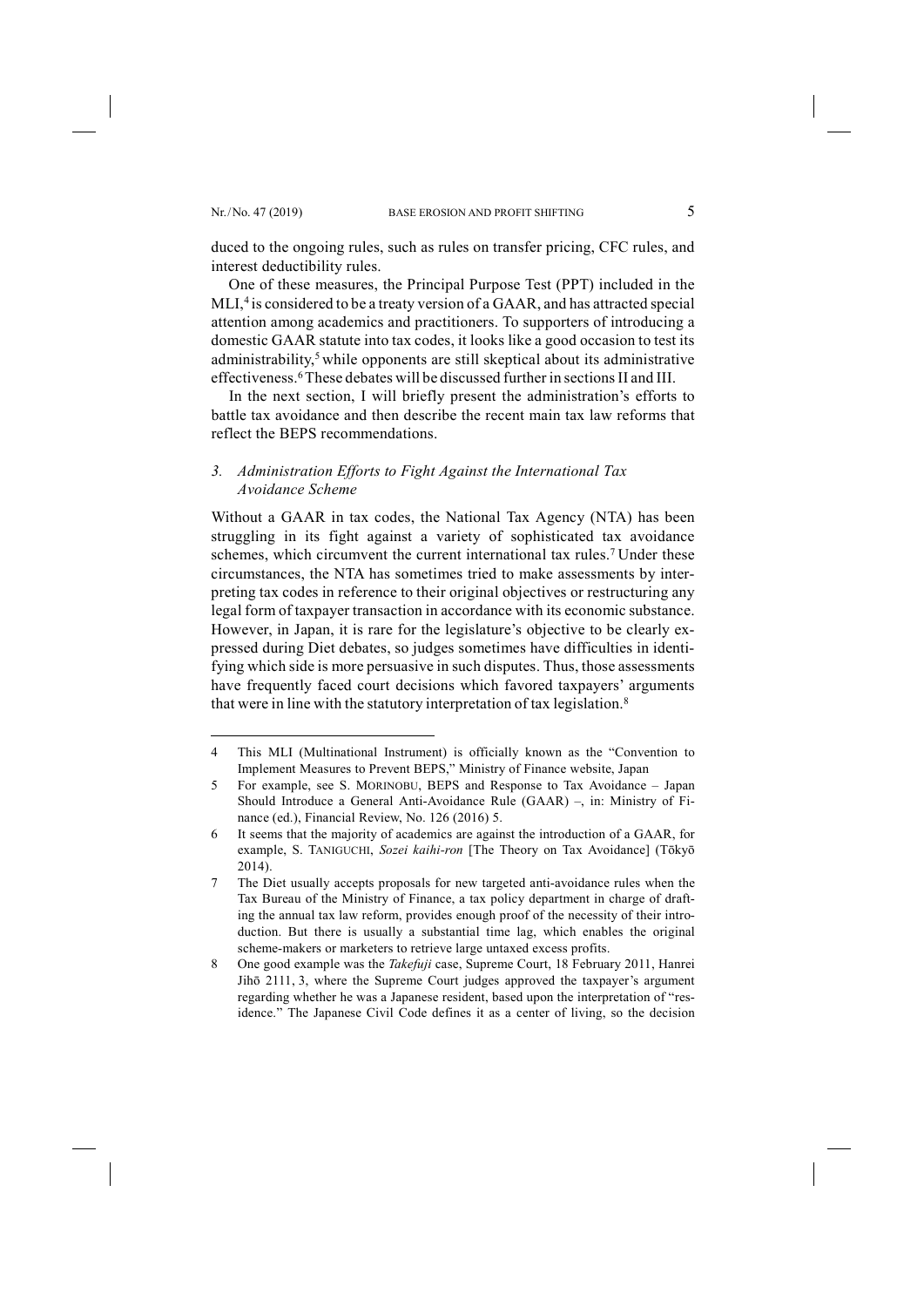duced to the ongoing rules, such as rules on transfer pricing, CFC rules, and interest deductibility rules.

One of these measures, the Principal Purpose Test (PPT) included in the MLI,[4] is considered to be a treaty version of a GAAR, and has attracted special attention among academics and practitioners. To supporters of introducing a domestic GAAR statute into tax codes, it looks like a good occasion to test its administrability,[5] while opponents are still skeptical about its administrative effectiveness.[6] These debates will be discussed further in sections II and III.

In the next section, I will briefly present the administration's efforts to battle tax avoidance and then describe the recent main tax law reforms that reflect the BEPS recommendations.

### *3. Administration Efforts to Fight Against the International Tax Avoidance Scheme*

Without a GAAR in tax codes, the National Tax Agency (NTA) has been struggling in its fight against a variety of sophisticated tax avoidance schemes, which circumvent the current international tax rules.[7] Under these circumstances, the NTA has sometimes tried to make assessments by interpreting tax codes in reference to their original objectives or restructuring any legal form of taxpayer transaction in accordance with its economic substance. However, in Japan, it is rare for the legislature's objective to be clearly expressed during Diet debates, so judges sometimes have difficulties in identifying which side is more persuasive in such disputes. Thus, those assessments have frequently faced court decisions which favored taxpayers' arguments that were in line with the statutory interpretation of tax legislation.[8]

---

4 This MLI (Multinational Instrument) is officially known as the "Convention to Implement Measures to Prevent BEPS," Ministry of Finance website, Japan

5 For example, see S. MORINOBU, BEPS and Response to Tax Avoidance – Japan Should Introduce a General Anti-Avoidance Rule (GAAR) –, in: Ministry of Finance (ed.), Financial Review, No. 126 (2016) 5.

6 It seems that the majority of academics are against the introduction of a GAAR, for example, S. TANIGUCHI, *Sozei kaihi-ron* [The Theory on Tax Avoidance] (Tōkyō 2014).

7 The Diet usually accepts proposals for new targeted anti-avoidance rules when the Tax Bureau of the Ministry of Finance, a tax policy department in charge of drafting the annual tax law reform, provides enough proof of the necessity of their introduction. But there is usually a substantial time lag, which enables the original scheme-makers or marketers to retrieve large untaxed excess profits.

8 One good example was the *Takefuji* case, Supreme Court, 18 February 2011, Hanrei Jihō 2111, 3, where the Supreme Court judges approved the taxpayer's argument regarding whether he was a Japanese resident, based upon the interpretation of "residence." The Japanese Civil Code defines it as a center of living, so the decision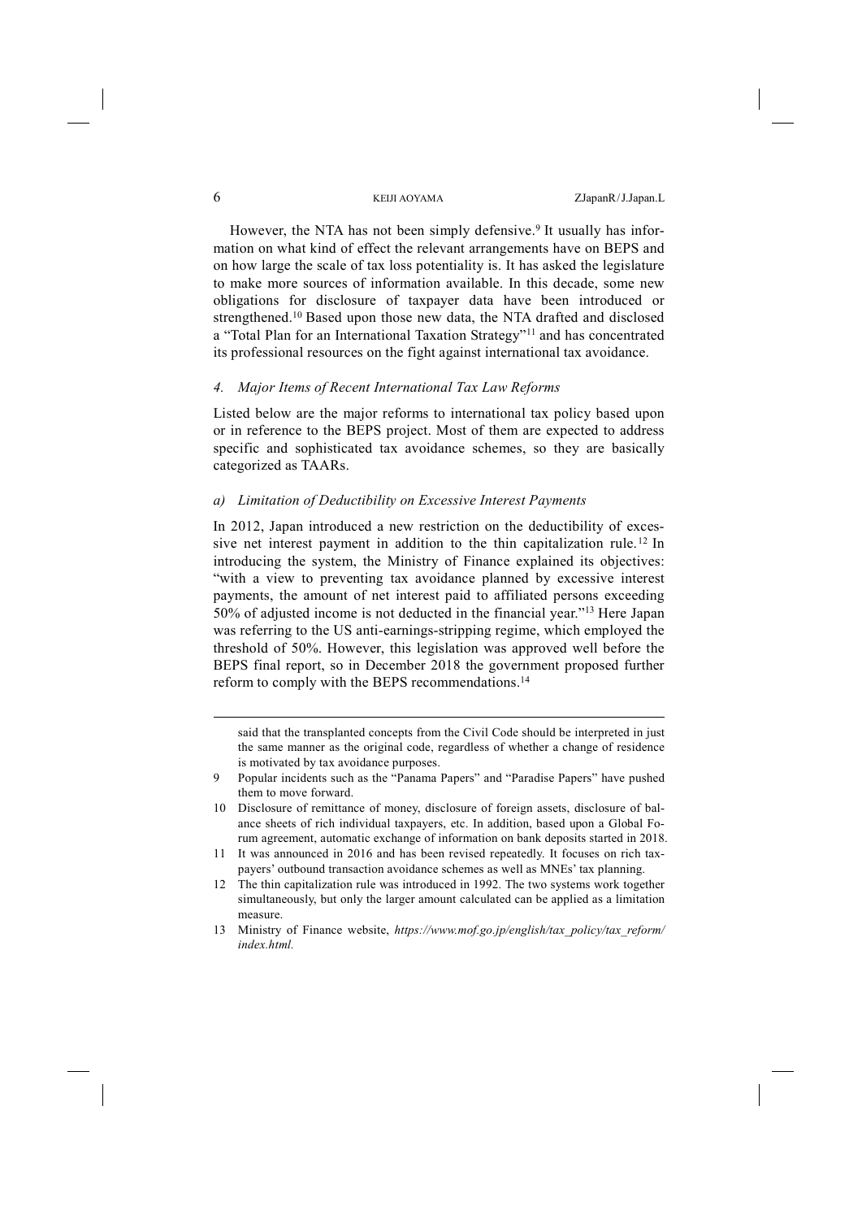However, the NTA has not been simply defensive.[9] It usually has information on what kind of effect the relevant arrangements have on BEPS and on how large the scale of tax loss potentiality is. It has asked the legislature to make more sources of information available. In this decade, some new obligations for disclosure of taxpayer data have been introduced or strengthened.[10] Based upon those new data, the NTA drafted and disclosed a "Total Plan for an International Taxation Strategy"[11] and has concentrated its professional resources on the fight against international tax avoidance.

### *4. Major Items of Recent International Tax Law Reforms*

Listed below are the major reforms to international tax policy based upon or in reference to the BEPS project. Most of them are expected to address specific and sophisticated tax avoidance schemes, so they are basically categorized as TAARs.

#### *a) Limitation of Deductibility on Excessive Interest Payments*

In 2012, Japan introduced a new restriction on the deductibility of excessive net interest payment in addition to the thin capitalization rule.[12] In introducing the system, the Ministry of Finance explained its objectives: "with a view to preventing tax avoidance planned by excessive interest payments, the amount of net interest paid to affiliated persons exceeding 50% of adjusted income is not deducted in the financial year."[13] Here Japan was referring to the US anti-earnings-stripping regime, which employed the threshold of 50%. However, this legislation was approved well before the BEPS final report, so in December 2018 the government proposed further reform to comply with the BEPS recommendations.[14]

---

said that the transplanted concepts from the Civil Code should be interpreted in just the same manner as the original code, regardless of whether a change of residence is motivated by tax avoidance purposes.

9 Popular incidents such as the "Panama Papers" and "Paradise Papers" have pushed them to move forward.

10 Disclosure of remittance of money, disclosure of foreign assets, disclosure of balance sheets of rich individual taxpayers, etc. In addition, based upon a Global Forum agreement, automatic exchange of information on bank deposits started in 2018.

11 It was announced in 2016 and has been revised repeatedly. It focuses on rich taxpayers' outbound transaction avoidance schemes as well as MNEs' tax planning.

12 The thin capitalization rule was introduced in 1992. The two systems work together simultaneously, but only the larger amount calculated can be applied as a limitation measure.

13 Ministry of Finance website, *https://www.mof.go.jp/english/tax_policy/tax_reform/index.html.*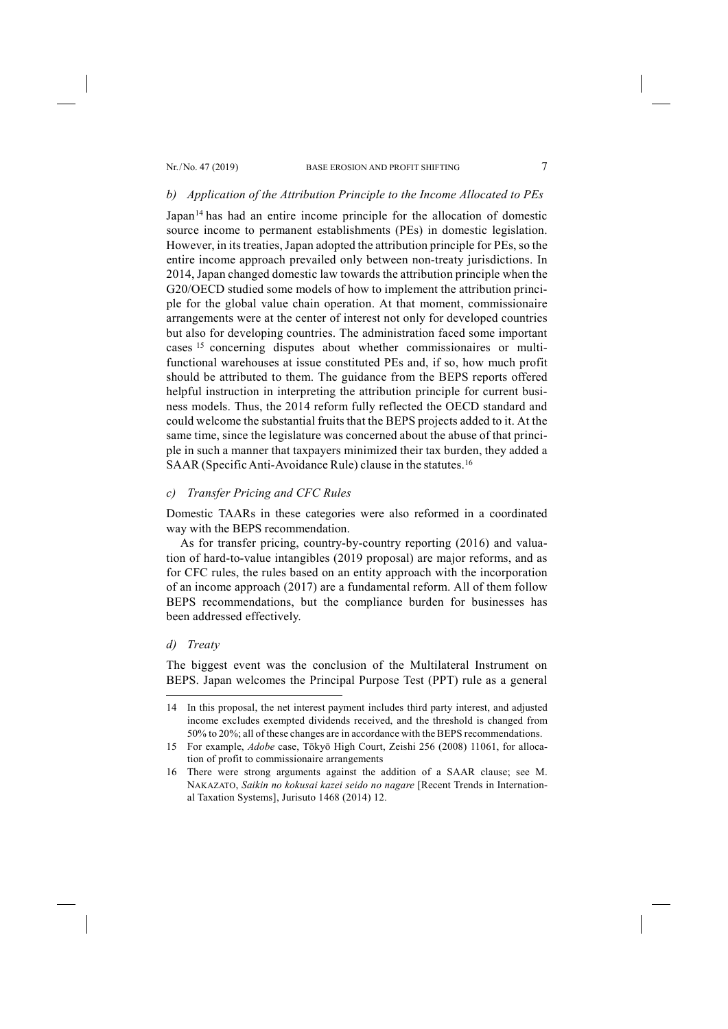### b) Application of the Attribution Principle to the Income Allocated to PEs

Japan[14] has had an entire income principle for the allocation of domestic source income to permanent establishments (PEs) in domestic legislation. However, in its treaties, Japan adopted the attribution principle for PEs, so the entire income approach prevailed only between non-treaty jurisdictions. In 2014, Japan changed domestic law towards the attribution principle when the G20/OECD studied some models of how to implement the attribution principle for the global value chain operation. At that moment, commissionaire arrangements were at the center of interest not only for developed countries but also for developing countries. The administration faced some important cases [15] concerning disputes about whether commissionaires or multi-functional warehouses at issue constituted PEs and, if so, how much profit should be attributed to them. The guidance from the BEPS reports offered helpful instruction in interpreting the attribution principle for current business models. Thus, the 2014 reform fully reflected the OECD standard and could welcome the substantial fruits that the BEPS projects added to it. At the same time, since the legislature was concerned about the abuse of that principle in such a manner that taxpayers minimized their tax burden, they added a SAAR (Specific Anti-Avoidance Rule) clause in the statutes.[16]

### c) Transfer Pricing and CFC Rules

Domestic TAARs in these categories were also reformed in a coordinated way with the BEPS recommendation.

As for transfer pricing, country-by-country reporting (2016) and valuation of hard-to-value intangibles (2019 proposal) are major reforms, and as for CFC rules, the rules based on an entity approach with the incorporation of an income approach (2017) are a fundamental reform. All of them follow BEPS recommendations, but the compliance burden for businesses has been addressed effectively.

### d) Treaty

The biggest event was the conclusion of the Multilateral Instrument on BEPS. Japan welcomes the Principal Purpose Test (PPT) rule as a general

---

14 In this proposal, the net interest payment includes third party interest, and adjusted income excludes exempted dividends received, and the threshold is changed from 50% to 20%; all of these changes are in accordance with the BEPS recommendations.

15 For example, *Adobe* case, Tōkyō High Court, Zeishi 256 (2008) 11061, for allocation of profit to commissionaire arrangements

16 There were strong arguments against the addition of a SAAR clause; see M. NAKAZATO, *Saikin no kokusai kazei seido no nagare* [Recent Trends in International Taxation Systems], Jurisuto 1468 (2014) 12.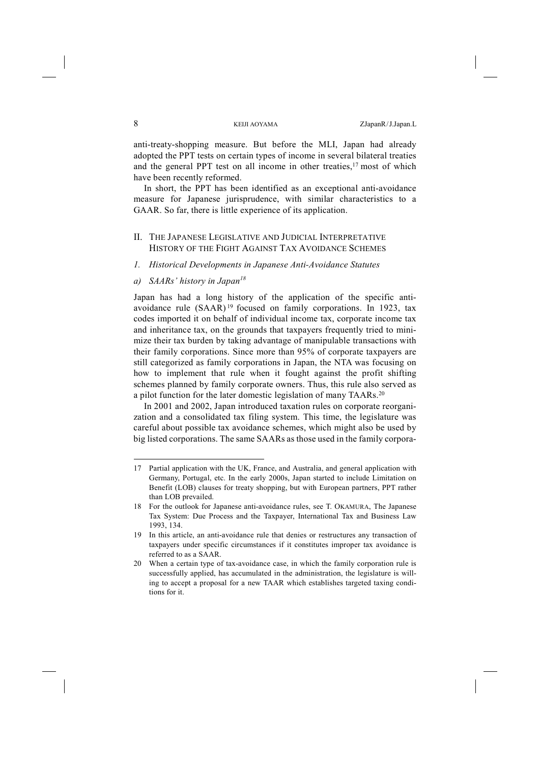anti-treaty-shopping measure. But before the MLI, Japan had already adopted the PPT tests on certain types of income in several bilateral treaties and the general PPT test on all income in other treaties,[17] most of which have been recently reformed.

In short, the PPT has been identified as an exceptional anti-avoidance measure for Japanese jurisprudence, with similar characteristics to a GAAR. So far, there is little experience of its application.

## II. The Japanese Legislative and Judicial Interpretative History of the Fight Against Tax Avoidance Schemes

### *1. Historical Developments in Japanese Anti-Avoidance Statutes*

#### *a) SAARs' history in Japan[18]*

Japan has had a long history of the application of the specific anti-avoidance rule (SAAR)[19] focused on family corporations. In 1923, tax codes imported it on behalf of individual income tax, corporate income tax and inheritance tax, on the grounds that taxpayers frequently tried to minimize their tax burden by taking advantage of manipulable transactions with their family corporations. Since more than 95% of corporate taxpayers are still categorized as family corporations in Japan, the NTA was focusing on how to implement that rule when it fought against the profit shifting schemes planned by family corporate owners. Thus, this rule also served as a pilot function for the later domestic legislation of many TAARs.[20]

In 2001 and 2002, Japan introduced taxation rules on corporate reorganization and a consolidated tax filing system. This time, the legislature was careful about possible tax avoidance schemes, which might also be used by big listed corporations. The same SAARs as those used in the family corpora-

---

17 Partial application with the UK, France, and Australia, and general application with Germany, Portugal, etc. In the early 2000s, Japan started to include Limitation on Benefit (LOB) clauses for treaty shopping, but with European partners, PPT rather than LOB prevailed.

18 For the outlook for Japanese anti-avoidance rules, see T. OKAMURA, The Japanese Tax System: Due Process and the Taxpayer, International Tax and Business Law 1993, 134.

19 In this article, an anti-avoidance rule that denies or restructures any transaction of taxpayers under specific circumstances if it constitutes improper tax avoidance is referred to as a SAAR.

20 When a certain type of tax-avoidance case, in which the family corporation rule is successfully applied, has accumulated in the administration, the legislature is willing to accept a proposal for a new TAAR which establishes targeted taxing conditions for it.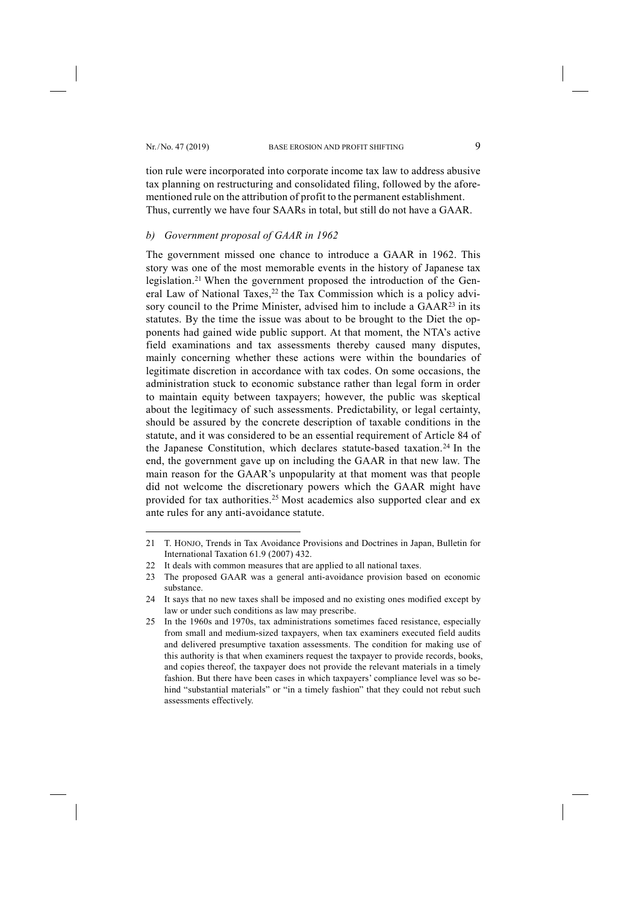tion rule were incorporated into corporate income tax law to address abusive tax planning on restructuring and consolidated filing, followed by the aforementioned rule on the attribution of profit to the permanent establishment. Thus, currently we have four SAARs in total, but still do not have a GAAR.

### *b) Government proposal of GAAR in 1962*

The government missed one chance to introduce a GAAR in 1962. This story was one of the most memorable events in the history of Japanese tax legislation.[21] When the government proposed the introduction of the General Law of National Taxes,[22] the Tax Commission which is a policy advisory council to the Prime Minister, advised him to include a GAAR[23] in its statutes. By the time the issue was about to be brought to the Diet the opponents had gained wide public support. At that moment, the NTA's active field examinations and tax assessments thereby caused many disputes, mainly concerning whether these actions were within the boundaries of legitimate discretion in accordance with tax codes. On some occasions, the administration stuck to economic substance rather than legal form in order to maintain equity between taxpayers; however, the public was skeptical about the legitimacy of such assessments. Predictability, or legal certainty, should be assured by the concrete description of taxable conditions in the statute, and it was considered to be an essential requirement of Article 84 of the Japanese Constitution, which declares statute-based taxation.[24] In the end, the government gave up on including the GAAR in that new law. The main reason for the GAAR's unpopularity at that moment was that people did not welcome the discretionary powers which the GAAR might have provided for tax authorities.[25] Most academics also supported clear and ex ante rules for any anti-avoidance statute.

---

21 T. HONJO, Trends in Tax Avoidance Provisions and Doctrines in Japan, Bulletin for International Taxation 61.9 (2007) 432.

22 It deals with common measures that are applied to all national taxes.

23 The proposed GAAR was a general anti-avoidance provision based on economic substance.

24 It says that no new taxes shall be imposed and no existing ones modified except by law or under such conditions as law may prescribe.

25 In the 1960s and 1970s, tax administrations sometimes faced resistance, especially from small and medium-sized taxpayers, when tax examiners executed field audits and delivered presumptive taxation assessments. The condition for making use of this authority is that when examiners request the taxpayer to provide records, books, and copies thereof, the taxpayer does not provide the relevant materials in a timely fashion. But there have been cases in which taxpayers' compliance level was so behind "substantial materials" or "in a timely fashion" that they could not rebut such assessments effectively.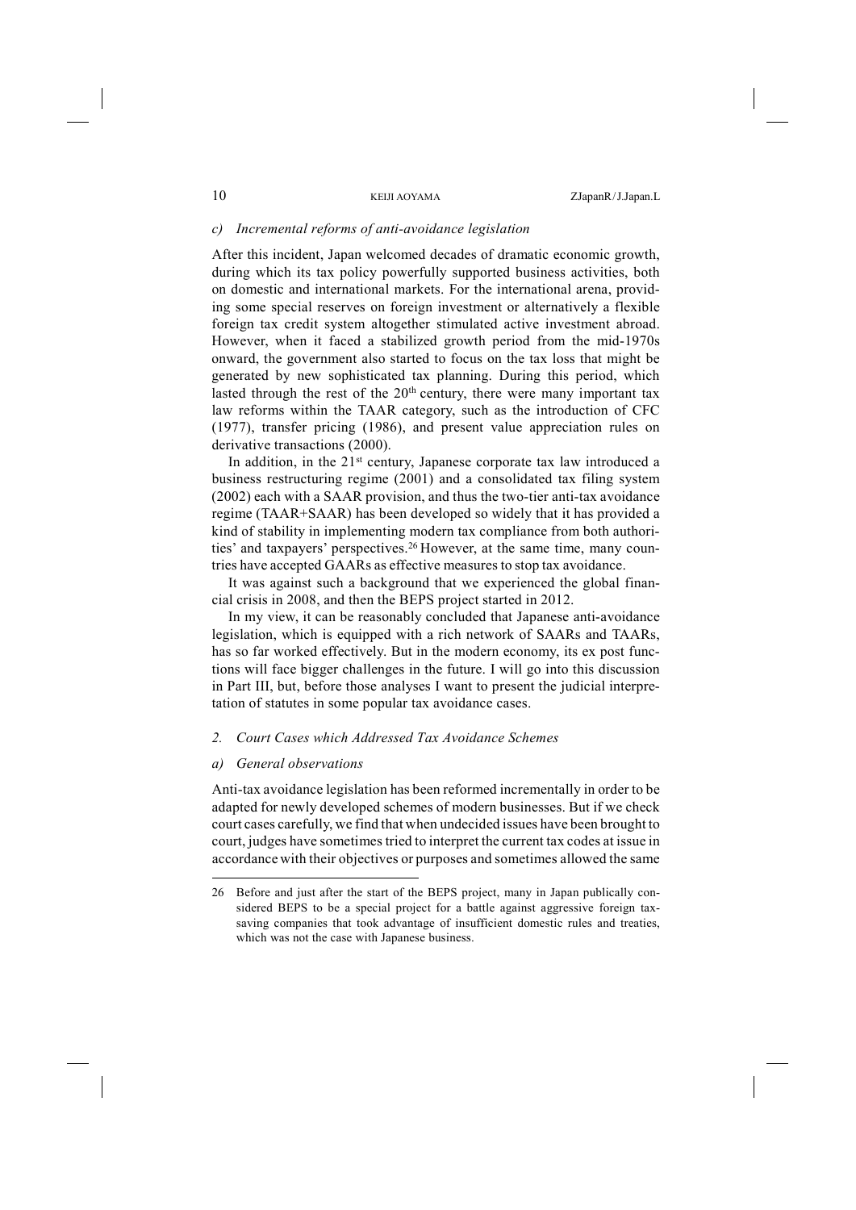### c) *Incremental reforms of anti-avoidance legislation*

After this incident, Japan welcomed decades of dramatic economic growth, during which its tax policy powerfully supported business activities, both on domestic and international markets. For the international arena, providing some special reserves on foreign investment or alternatively a flexible foreign tax credit system altogether stimulated active investment abroad. However, when it faced a stabilized growth period from the mid-1970s onward, the government also started to focus on the tax loss that might be generated by new sophisticated tax planning. During this period, which lasted through the rest of the 20th century, there were many important tax law reforms within the TAAR category, such as the introduction of CFC (1977), transfer pricing (1986), and present value appreciation rules on derivative transactions (2000).

In addition, in the 21st century, Japanese corporate tax law introduced a business restructuring regime (2001) and a consolidated tax filing system (2002) each with a SAAR provision, and thus the two-tier anti-tax avoidance regime (TAAR+SAAR) has been developed so widely that it has provided a kind of stability in implementing modern tax compliance from both authorities' and taxpayers' perspectives.[26] However, at the same time, many countries have accepted GAARs as effective measures to stop tax avoidance.

It was against such a background that we experienced the global financial crisis in 2008, and then the BEPS project started in 2012.

In my view, it can be reasonably concluded that Japanese anti-avoidance legislation, which is equipped with a rich network of SAARs and TAARs, has so far worked effectively. But in the modern economy, its ex post functions will face bigger challenges in the future. I will go into this discussion in Part III, but, before those analyses I want to present the judicial interpretation of statutes in some popular tax avoidance cases.

## 2. *Court Cases which Addressed Tax Avoidance Schemes*

### a) *General observations*

Anti-tax avoidance legislation has been reformed incrementally in order to be adapted for newly developed schemes of modern businesses. But if we check court cases carefully, we find that when undecided issues have been brought to court, judges have sometimes tried to interpret the current tax codes at issue in accordance with their objectives or purposes and sometimes allowed the same

---

26 Before and just after the start of the BEPS project, many in Japan publically considered BEPS to be a special project for a battle against aggressive foreign tax-saving companies that took advantage of insufficient domestic rules and treaties, which was not the case with Japanese business.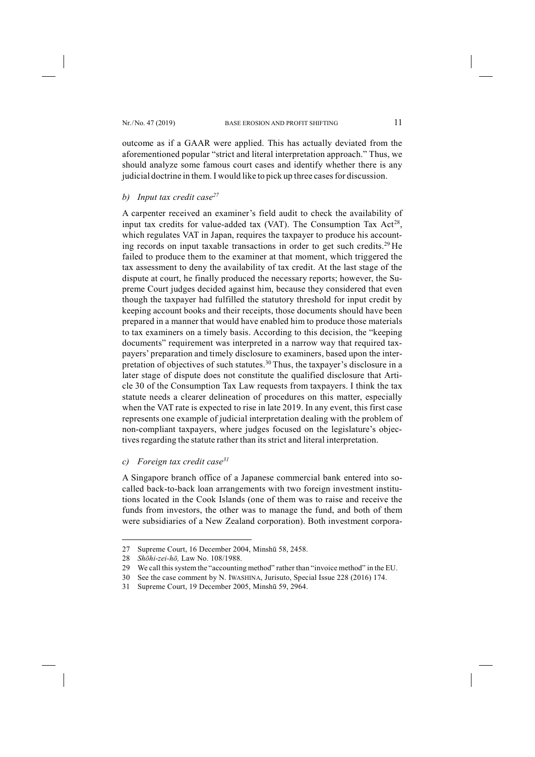outcome as if a GAAR were applied. This has actually deviated from the aforementioned popular "strict and literal interpretation approach." Thus, we should analyze some famous court cases and identify whether there is any judicial doctrine in them. I would like to pick up three cases for discussion.

### *b) Input tax credit case*[27]

A carpenter received an examiner's field audit to check the availability of input tax credits for value-added tax (VAT). The Consumption Tax Act[28], which regulates VAT in Japan, requires the taxpayer to produce his accounting records on input taxable transactions in order to get such credits.[29] He failed to produce them to the examiner at that moment, which triggered the tax assessment to deny the availability of tax credit. At the last stage of the dispute at court, he finally produced the necessary reports; however, the Supreme Court judges decided against him, because they considered that even though the taxpayer had fulfilled the statutory threshold for input credit by keeping account books and their receipts, those documents should have been prepared in a manner that would have enabled him to produce those materials to tax examiners on a timely basis. According to this decision, the "keeping documents" requirement was interpreted in a narrow way that required taxpayers' preparation and timely disclosure to examiners, based upon the interpretation of objectives of such statutes.[30] Thus, the taxpayer's disclosure in a later stage of dispute does not constitute the qualified disclosure that Article 30 of the Consumption Tax Law requests from taxpayers. I think the tax statute needs a clearer delineation of procedures on this matter, especially when the VAT rate is expected to rise in late 2019. In any event, this first case represents one example of judicial interpretation dealing with the problem of non-compliant taxpayers, where judges focused on the legislature's objectives regarding the statute rather than its strict and literal interpretation.

### *c) Foreign tax credit case*[31]

A Singapore branch office of a Japanese commercial bank entered into so-called back-to-back loan arrangements with two foreign investment institutions located in the Cook Islands (one of them was to raise and receive the funds from investors, the other was to manage the fund, and both of them were subsidiaries of a New Zealand corporation). Both investment corpora-

---

27 Supreme Court, 16 December 2004, Minshū 58, 2458.

28 *Shōhi-zei-hō,* Law No. 108/1988.

29 We call this system the "accounting method" rather than "invoice method" in the EU.

30 See the case comment by N. IWASHINA, Jurisuto, Special Issue 228 (2016) 174.

31 Supreme Court, 19 December 2005, Minshū 59, 2964.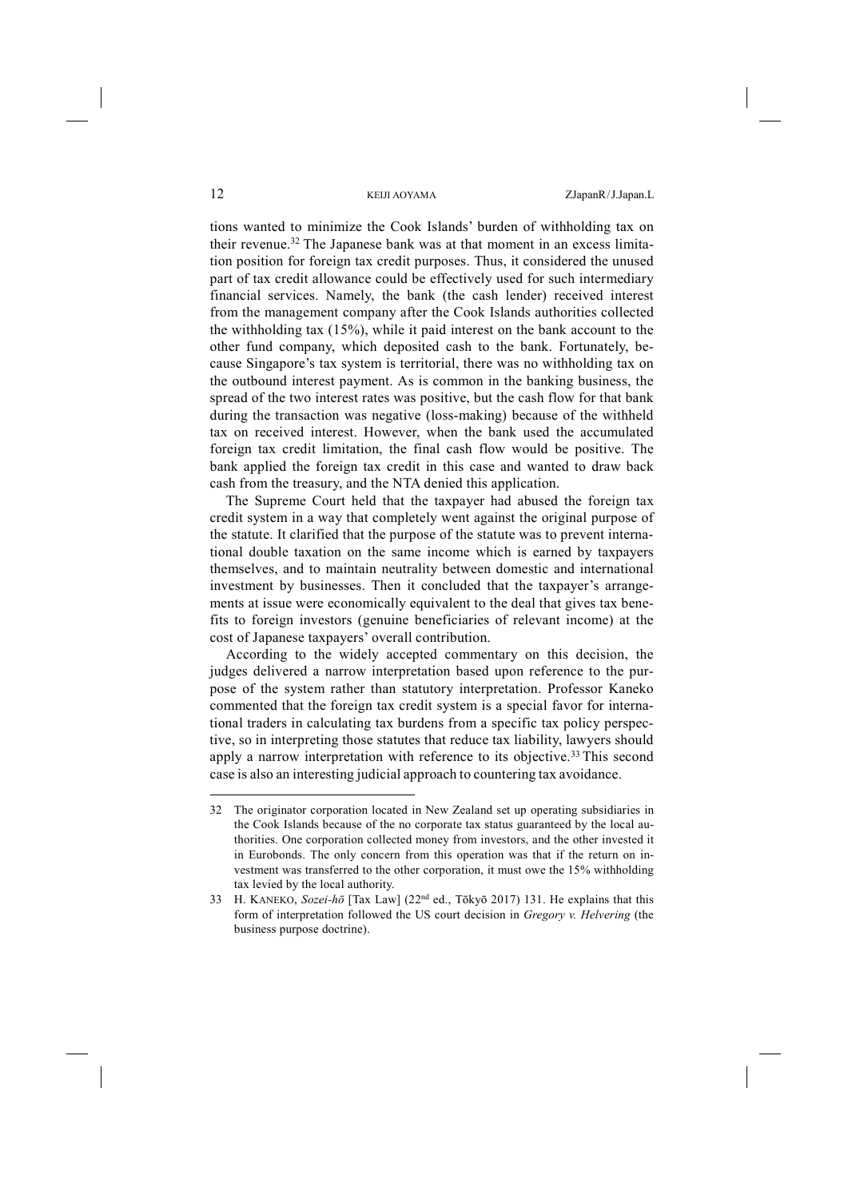tions wanted to minimize the Cook Islands' burden of withholding tax on their revenue.[32] The Japanese bank was at that moment in an excess limitation position for foreign tax credit purposes. Thus, it considered the unused part of tax credit allowance could be effectively used for such intermediary financial services. Namely, the bank (the cash lender) received interest from the management company after the Cook Islands authorities collected the withholding tax (15%), while it paid interest on the bank account to the other fund company, which deposited cash to the bank. Fortunately, because Singapore's tax system is territorial, there was no withholding tax on the outbound interest payment. As is common in the banking business, the spread of the two interest rates was positive, but the cash flow for that bank during the transaction was negative (loss-making) because of the withheld tax on received interest. However, when the bank used the accumulated foreign tax credit limitation, the final cash flow would be positive. The bank applied the foreign tax credit in this case and wanted to draw back cash from the treasury, and the NTA denied this application.

The Supreme Court held that the taxpayer had abused the foreign tax credit system in a way that completely went against the original purpose of the statute. It clarified that the purpose of the statute was to prevent international double taxation on the same income which is earned by taxpayers themselves, and to maintain neutrality between domestic and international investment by businesses. Then it concluded that the taxpayer's arrangements at issue were economically equivalent to the deal that gives tax benefits to foreign investors (genuine beneficiaries of relevant income) at the cost of Japanese taxpayers' overall contribution.

According to the widely accepted commentary on this decision, the judges delivered a narrow interpretation based upon reference to the purpose of the system rather than statutory interpretation. Professor Kaneko commented that the foreign tax credit system is a special favor for international traders in calculating tax burdens from a specific tax policy perspective, so in interpreting those statutes that reduce tax liability, lawyers should apply a narrow interpretation with reference to its objective.[33] This second case is also an interesting judicial approach to countering tax avoidance.

---

32 The originator corporation located in New Zealand set up operating subsidiaries in the Cook Islands because of the no corporate tax status guaranteed by the local authorities. One corporation collected money from investors, and the other invested it in Eurobonds. The only concern from this operation was that if the return on investment was transferred to the other corporation, it must owe the 15% withholding tax levied by the local authority.

33 H. KANEKO, *Sozei-hō* [Tax Law] (22nd ed., Tōkyō 2017) 131. He explains that this form of interpretation followed the US court decision in *Gregory v. Helvering* (the business purpose doctrine).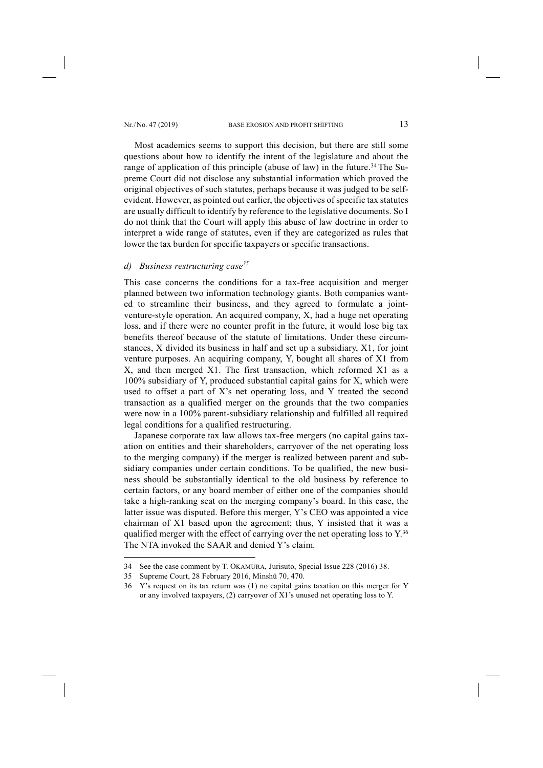Most academics seems to support this decision, but there are still some questions about how to identify the intent of the legislature and about the range of application of this principle (abuse of law) in the future.[34] The Supreme Court did not disclose any substantial information which proved the original objectives of such statutes, perhaps because it was judged to be self-evident. However, as pointed out earlier, the objectives of specific tax statutes are usually difficult to identify by reference to the legislative documents. So I do not think that the Court will apply this abuse of law doctrine in order to interpret a wide range of statutes, even if they are categorized as rules that lower the tax burden for specific taxpayers or specific transactions.

#### *d) Business restructuring case[35]*

This case concerns the conditions for a tax-free acquisition and merger planned between two information technology giants. Both companies wanted to streamline their business, and they agreed to formulate a joint-venture-style operation. An acquired company, X, had a huge net operating loss, and if there were no counter profit in the future, it would lose big tax benefits thereof because of the statute of limitations. Under these circumstances, X divided its business in half and set up a subsidiary, X1, for joint venture purposes. An acquiring company, Y, bought all shares of X1 from X, and then merged X1. The first transaction, which reformed X1 as a 100% subsidiary of Y, produced substantial capital gains for X, which were used to offset a part of X's net operating loss, and Y treated the second transaction as a qualified merger on the grounds that the two companies were now in a 100% parent-subsidiary relationship and fulfilled all required legal conditions for a qualified restructuring.

Japanese corporate tax law allows tax-free mergers (no capital gains taxation on entities and their shareholders, carryover of the net operating loss to the merging company) if the merger is realized between parent and subsidiary companies under certain conditions. To be qualified, the new business should be substantially identical to the old business by reference to certain factors, or any board member of either one of the companies should take a high-ranking seat on the merging company's board. In this case, the latter issue was disputed. Before this merger, Y's CEO was appointed a vice chairman of X1 based upon the agreement; thus, Y insisted that it was a qualified merger with the effect of carrying over the net operating loss to Y.[36] The NTA invoked the SAAR and denied Y's claim.

---

34 See the case comment by T. OKAMURA, Jurisuto, Special Issue 228 (2016) 38.

35 Supreme Court, 28 February 2016, Minshū 70, 470.

36 Y's request on its tax return was (1) no capital gains taxation on this merger for Y or any involved taxpayers, (2) carryover of X1's unused net operating loss to Y.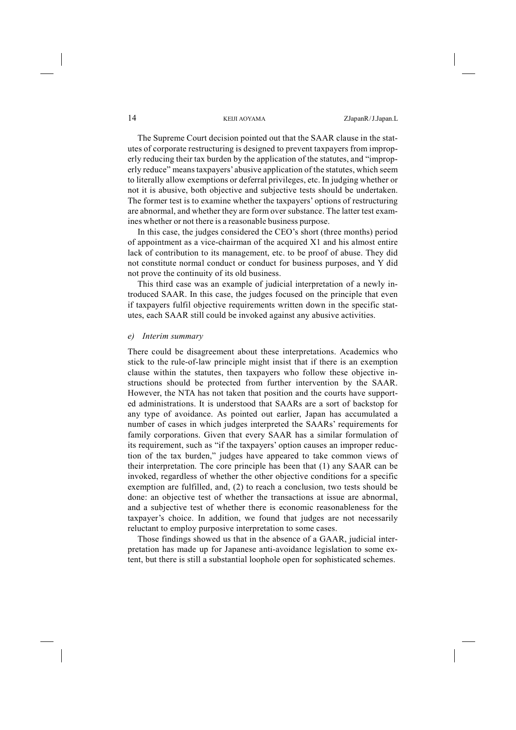The Supreme Court decision pointed out that the SAAR clause in the statutes of corporate restructuring is designed to prevent taxpayers from improperly reducing their tax burden by the application of the statutes, and "improperly reduce" means taxpayers' abusive application of the statutes, which seem to literally allow exemptions or deferral privileges, etc. In judging whether or not it is abusive, both objective and subjective tests should be undertaken. The former test is to examine whether the taxpayers' options of restructuring are abnormal, and whether they are form over substance. The latter test examines whether or not there is a reasonable business purpose.

In this case, the judges considered the CEO's short (three months) period of appointment as a vice-chairman of the acquired X1 and his almost entire lack of contribution to its management, etc. to be proof of abuse. They did not constitute normal conduct or conduct for business purposes, and Y did not prove the continuity of its old business.

This third case was an example of judicial interpretation of a newly introduced SAAR. In this case, the judges focused on the principle that even if taxpayers fulfil objective requirements written down in the specific statutes, each SAAR still could be invoked against any abusive activities.

#### *e) Interim summary*

There could be disagreement about these interpretations. Academics who stick to the rule-of-law principle might insist that if there is an exemption clause within the statutes, then taxpayers who follow these objective instructions should be protected from further intervention by the SAAR. However, the NTA has not taken that position and the courts have supported administrations. It is understood that SAARs are a sort of backstop for any type of avoidance. As pointed out earlier, Japan has accumulated a number of cases in which judges interpreted the SAARs' requirements for family corporations. Given that every SAAR has a similar formulation of its requirement, such as "if the taxpayers' option causes an improper reduction of the tax burden," judges have appeared to take common views of their interpretation. The core principle has been that (1) any SAAR can be invoked, regardless of whether the other objective conditions for a specific exemption are fulfilled, and, (2) to reach a conclusion, two tests should be done: an objective test of whether the transactions at issue are abnormal, and a subjective test of whether there is economic reasonableness for the taxpayer's choice. In addition, we found that judges are not necessarily reluctant to employ purposive interpretation to some cases.

Those findings showed us that in the absence of a GAAR, judicial interpretation has made up for Japanese anti-avoidance legislation to some extent, but there is still a substantial loophole open for sophisticated schemes.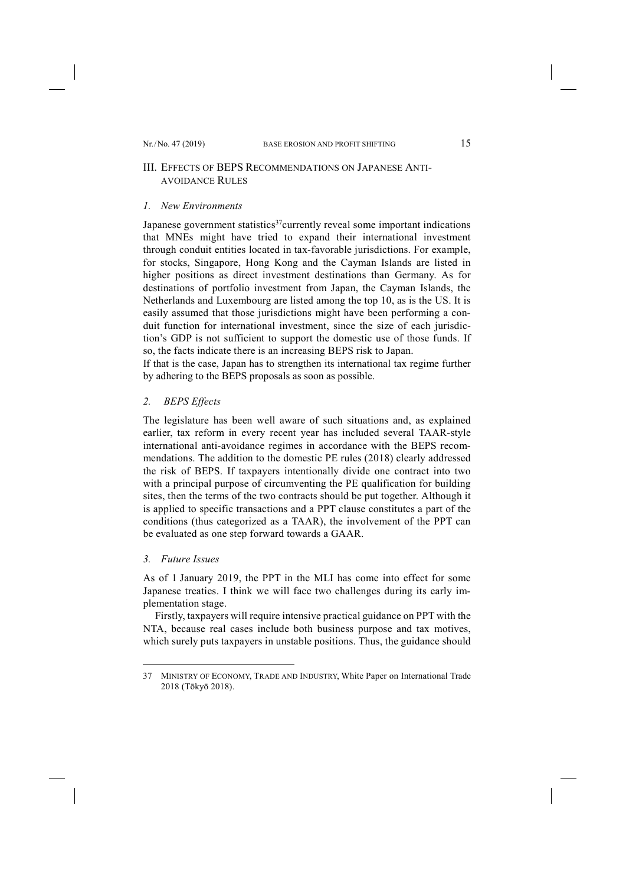## III. Effects of BEPS Recommendations on Japanese Anti-avoidance Rules

### *1. New Environments*

Japanese government statistics[37]currently reveal some important indications that MNEs might have tried to expand their international investment through conduit entities located in tax-favorable jurisdictions. For example, for stocks, Singapore, Hong Kong and the Cayman Islands are listed in higher positions as direct investment destinations than Germany. As for destinations of portfolio investment from Japan, the Cayman Islands, the Netherlands and Luxembourg are listed among the top 10, as is the US. It is easily assumed that those jurisdictions might have been performing a conduit function for international investment, since the size of each jurisdiction's GDP is not sufficient to support the domestic use of those funds. If so, the facts indicate there is an increasing BEPS risk to Japan.
If that is the case, Japan has to strengthen its international tax regime further by adhering to the BEPS proposals as soon as possible.

### *2. BEPS Effects*

The legislature has been well aware of such situations and, as explained earlier, tax reform in every recent year has included several TAAR-style international anti-avoidance regimes in accordance with the BEPS recommendations. The addition to the domestic PE rules (2018) clearly addressed the risk of BEPS. If taxpayers intentionally divide one contract into two with a principal purpose of circumventing the PE qualification for building sites, then the terms of the two contracts should be put together. Although it is applied to specific transactions and a PPT clause constitutes a part of the conditions (thus categorized as a TAAR), the involvement of the PPT can be evaluated as one step forward towards a GAAR.

### *3. Future Issues*

As of 1 January 2019, the PPT in the MLI has come into effect for some Japanese treaties. I think we will face two challenges during its early implementation stage.

Firstly, taxpayers will require intensive practical guidance on PPT with the NTA, because real cases include both business purpose and tax motives, which surely puts taxpayers in unstable positions. Thus, the guidance should

---

37 Ministry of Economy, Trade and Industry, White Paper on International Trade 2018 (Tōkyō 2018).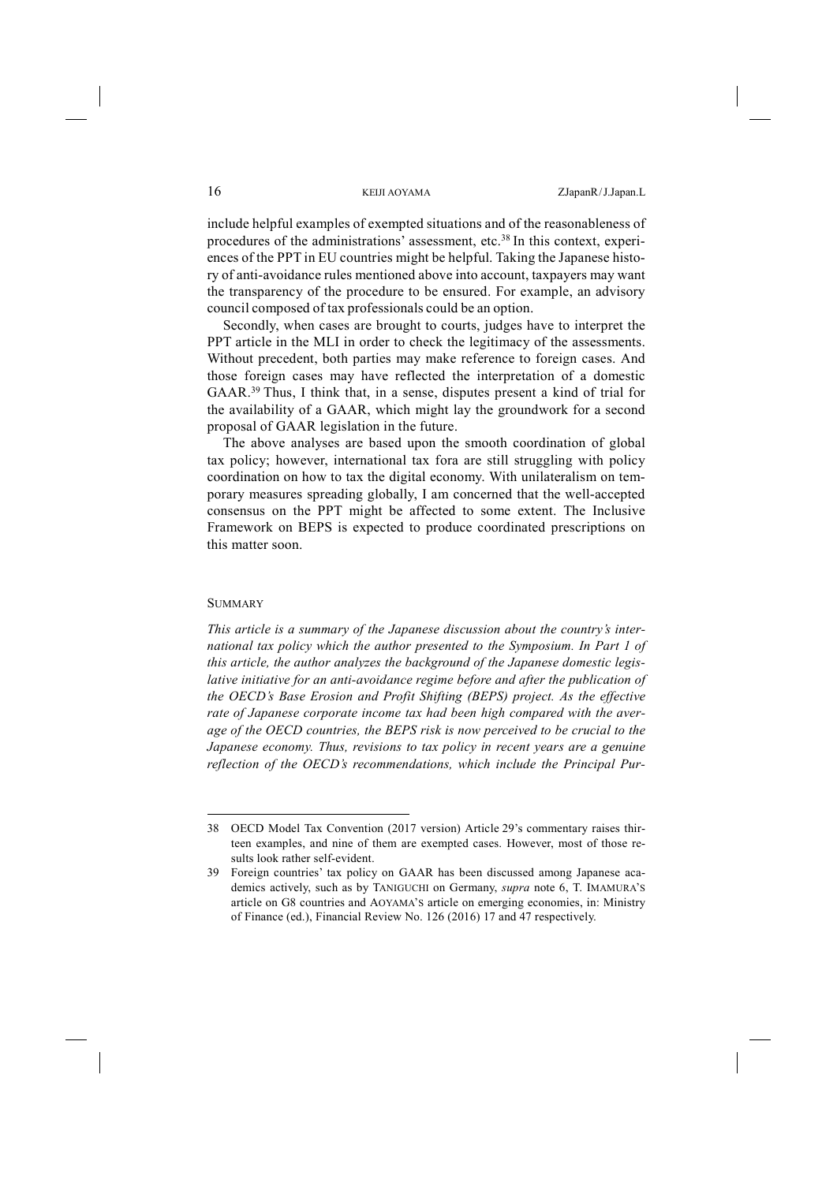include helpful examples of exempted situations and of the reasonableness of procedures of the administrations' assessment, etc.[38] In this context, experiences of the PPT in EU countries might be helpful. Taking the Japanese history of anti-avoidance rules mentioned above into account, taxpayers may want the transparency of the procedure to be ensured. For example, an advisory council composed of tax professionals could be an option.

Secondly, when cases are brought to courts, judges have to interpret the PPT article in the MLI in order to check the legitimacy of the assessments. Without precedent, both parties may make reference to foreign cases. And those foreign cases may have reflected the interpretation of a domestic GAAR.[39] Thus, I think that, in a sense, disputes present a kind of trial for the availability of a GAAR, which might lay the groundwork for a second proposal of GAAR legislation in the future.

The above analyses are based upon the smooth coordination of global tax policy; however, international tax fora are still struggling with policy coordination on how to tax the digital economy. With unilateralism on temporary measures spreading globally, I am concerned that the well-accepted consensus on the PPT might be affected to some extent. The Inclusive Framework on BEPS is expected to produce coordinated prescriptions on this matter soon.

## Summary

*This article is a summary of the Japanese discussion about the country's international tax policy which the author presented to the Symposium. In Part 1 of this article, the author analyzes the background of the Japanese domestic legislative initiative for an anti-avoidance regime before and after the publication of the OECD's Base Erosion and Profit Shifting (BEPS) project. As the effective rate of Japanese corporate income tax had been high compared with the average of the OECD countries, the BEPS risk is now perceived to be crucial to the Japanese economy. Thus, revisions to tax policy in recent years are a genuine reflection of the OECD's recommendations, which include the Principal Pur-*

---

38 OECD Model Tax Convention (2017 version) Article 29's commentary raises thirteen examples, and nine of them are exempted cases. However, most of those results look rather self-evident.

39 Foreign countries' tax policy on GAAR has been discussed among Japanese academics actively, such as by TANIGUCHI on Germany, *supra* note 6, T. IMAMURA'S article on G8 countries and AOYAMA'S article on emerging economies, in: Ministry of Finance (ed.), Financial Review No. 126 (2016) 17 and 47 respectively.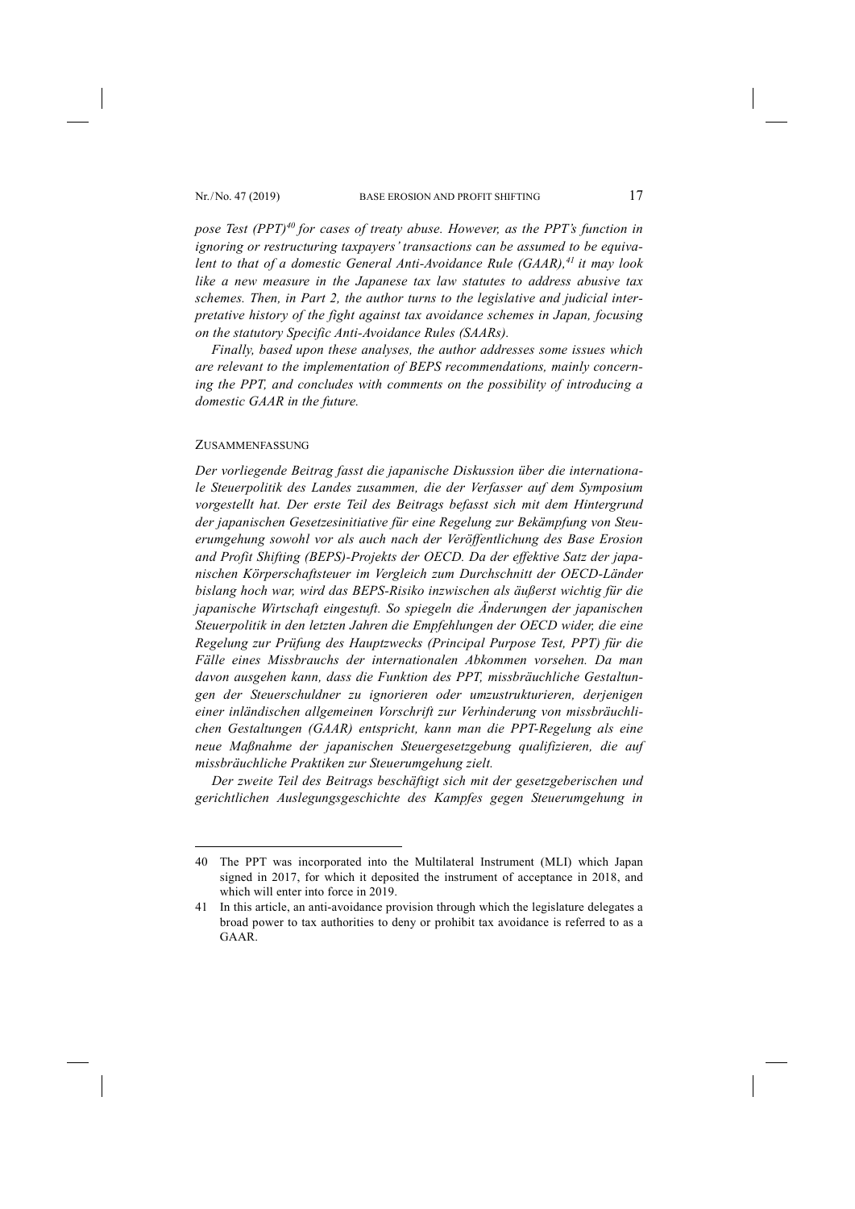*pose Test (PPT)*[40] *for cases of treaty abuse. However, as the PPT's function in ignoring or restructuring taxpayers' transactions can be assumed to be equivalent to that of a domestic General Anti-Avoidance Rule (GAAR),*[41] *it may look like a new measure in the Japanese tax law statutes to address abusive tax schemes. Then, in Part 2, the author turns to the legislative and judicial interpretative history of the fight against tax avoidance schemes in Japan, focusing on the statutory Specific Anti-Avoidance Rules (SAARs).*

*Finally, based upon these analyses, the author addresses some issues which are relevant to the implementation of BEPS recommendations, mainly concerning the PPT, and concludes with comments on the possibility of introducing a domestic GAAR in the future.*

## ZUSAMMENFASSUNG

*Der vorliegende Beitrag fasst die japanische Diskussion über die internationale Steuerpolitik des Landes zusammen, die der Verfasser auf dem Symposium vorgestellt hat. Der erste Teil des Beitrags befasst sich mit dem Hintergrund der japanischen Gesetzesinitiative für eine Regelung zur Bekämpfung von Steuerumgehung sowohl vor als auch nach der Veröffentlichung des Base Erosion and Profit Shifting (BEPS)-Projekts der OECD. Da der effektive Satz der japanischen Körperschaftsteuer im Vergleich zum Durchschnitt der OECD-Länder bislang hoch war, wird das BEPS-Risiko inzwischen als äußerst wichtig für die japanische Wirtschaft eingestuft. So spiegeln die Änderungen der japanischen Steuerpolitik in den letzten Jahren die Empfehlungen der OECD wider, die eine Regelung zur Prüfung des Hauptzwecks (Principal Purpose Test, PPT) für die Fälle eines Missbrauchs der internationalen Abkommen vorsehen. Da man davon ausgehen kann, dass die Funktion des PPT, missbräuchliche Gestaltungen der Steuerschuldner zu ignorieren oder umzustrukturieren, derjenigen einer inländischen allgemeinen Vorschrift zur Verhinderung von missbräuchlichen Gestaltungen (GAAR) entspricht, kann man die PPT-Regelung als eine neue Maßnahme der japanischen Steuergesetzgebung qualifizieren, die auf missbräuchliche Praktiken zur Steuerumgehung zielt.*

*Der zweite Teil des Beitrags beschäftigt sich mit der gesetzgeberischen und gerichtlichen Auslegungsgeschichte des Kampfes gegen Steuerumgehung in*

---

40 The PPT was incorporated into the Multilateral Instrument (MLI) which Japan signed in 2017, for which it deposited the instrument of acceptance in 2018, and which will enter into force in 2019.

41 In this article, an anti-avoidance provision through which the legislature delegates a broad power to tax authorities to deny or prohibit tax avoidance is referred to as a GAAR.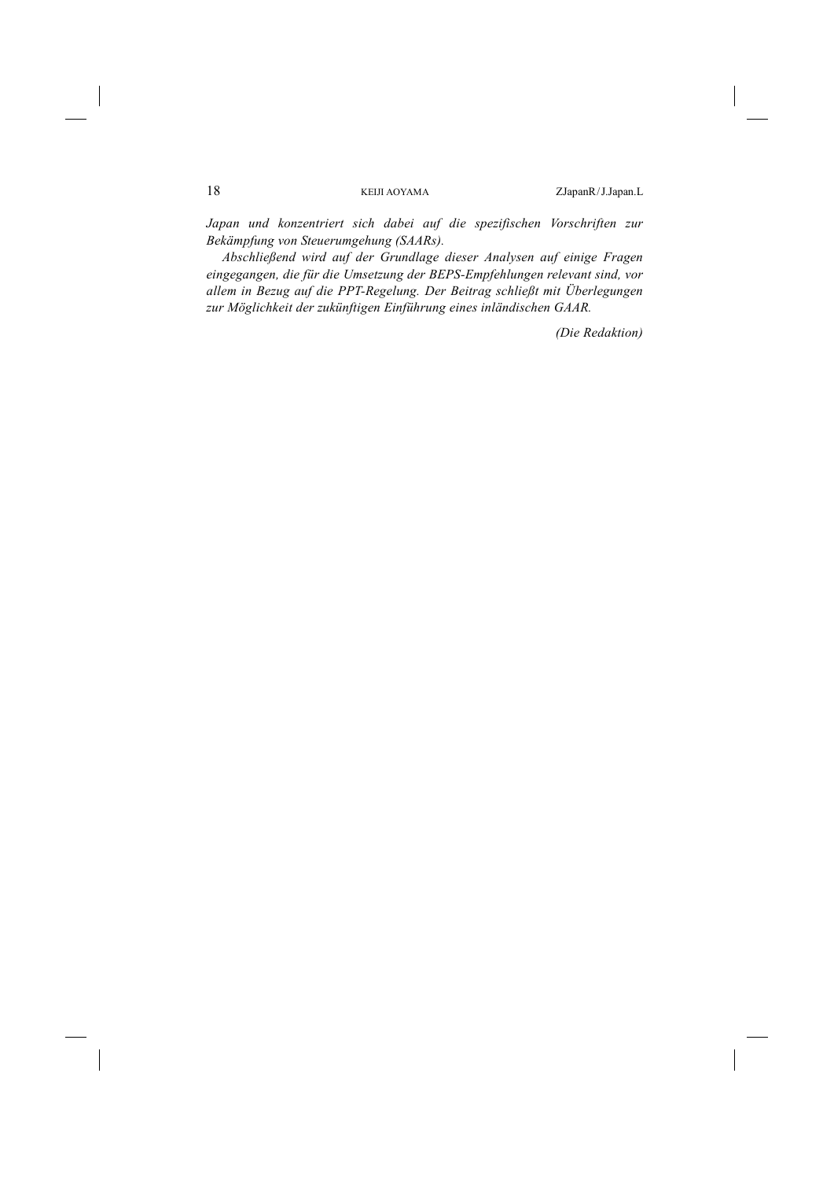*Japan und konzentriert sich dabei auf die spezifischen Vorschriften zur Bekämpfung von Steuerumgehung (SAARs).*

*Abschließend wird auf der Grundlage dieser Analysen auf einige Fragen eingegangen, die für die Umsetzung der BEPS-Empfehlungen relevant sind, vor allem in Bezug auf die PPT-Regelung. Der Beitrag schließt mit Überlegungen zur Möglichkeit der zukünftigen Einführung eines inländischen GAAR.*

*(Die Redaktion)*